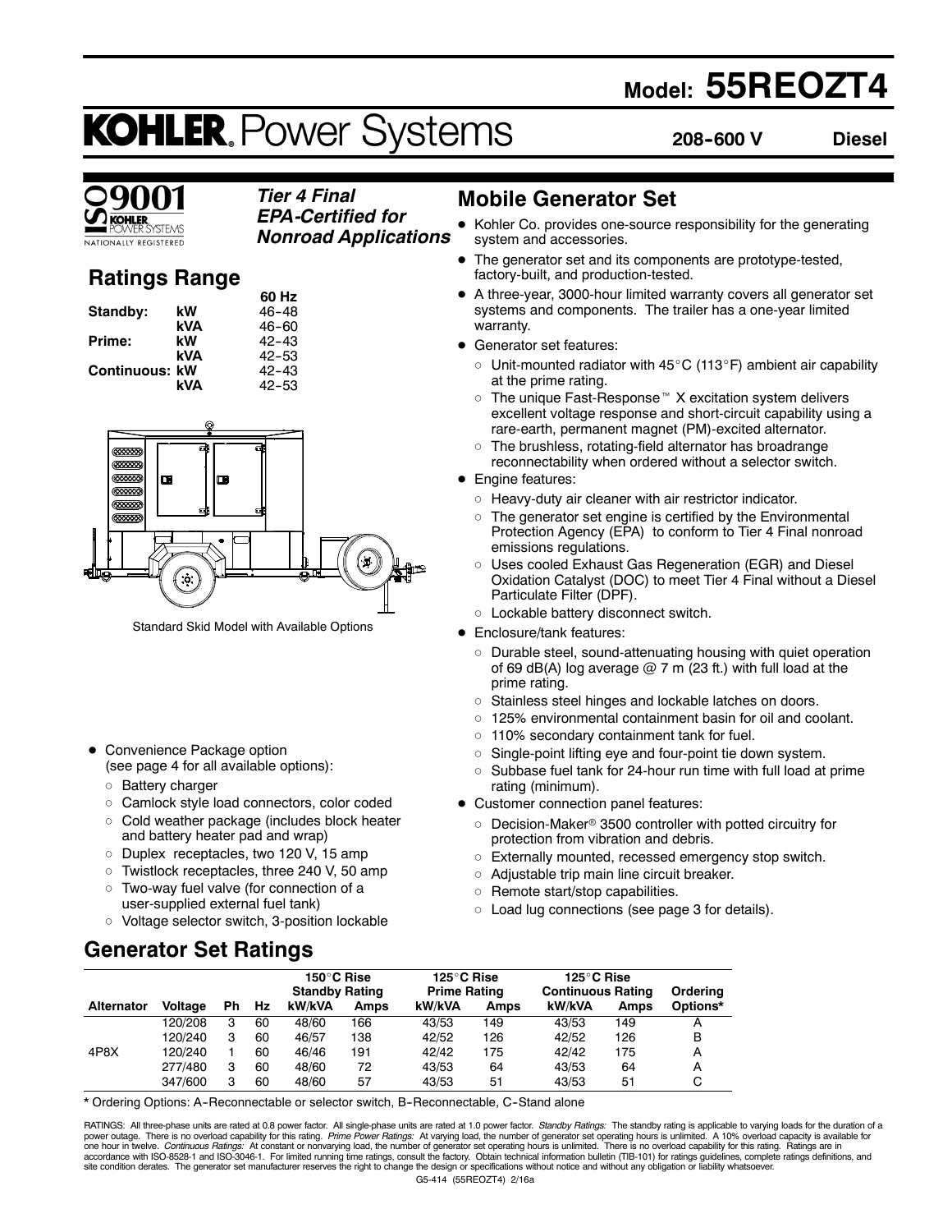# Model: 55REOZT4

# KOHLER. Power Systems

**208-600 V** **Diesel**

ISO 9001 KOHLER POWER SYSTEMS NATIONALLY REGISTERED

***Tier 4 Final EPA-Certified for Nonroad Applications***

## Ratings Range

| | | 60 Hz |
|---|---|---|
| **Standby:** | **kW** | 46-48 |
| | **kVA** | 46-60 |
| **Prime:** | **kW** | 42-43 |
| | **kVA** | 42-53 |
| **Continuous:** | **kW** | 42-43 |
| | **kVA** | 42-53 |

Standard Skid Model with Available Options

- Convenience Package option (see page 4 for all available options):
  - Battery charger
  - Camlock style load connectors, color coded
  - Cold weather package (includes block heater and battery heater pad and wrap)
  - Duplex receptacles, two 120 V, 15 amp
  - Twistlock receptacles, three 240 V, 50 amp
  - Two-way fuel valve (for connection of a user-supplied external fuel tank)
  - Voltage selector switch, 3-position lockable

## Mobile Generator Set

- Kohler Co. provides one-source responsibility for the generating system and accessories.
- The generator set and its components are prototype-tested, factory-built, and production-tested.
- A three-year, 3000-hour limited warranty covers all generator set systems and components. The trailer has a one-year limited warranty.
- Generator set features:
  - Unit-mounted radiator with 45°C (113°F) ambient air capability at the prime rating.
  - The unique Fast-Response™ X excitation system delivers excellent voltage response and short-circuit capability using a rare-earth, permanent magnet (PM)-excited alternator.
  - The brushless, rotating-field alternator has broadrange reconnectability when ordered without a selector switch.
- Engine features:
  - Heavy-duty air cleaner with air restrictor indicator.
  - The generator set engine is certified by the Environmental Protection Agency (EPA) to conform to Tier 4 Final nonroad emissions regulations.
  - Uses cooled Exhaust Gas Regeneration (EGR) and Diesel Oxidation Catalyst (DOC) to meet Tier 4 Final without a Diesel Particulate Filter (DPF).
  - Lockable battery disconnect switch.
- Enclosure/tank features:
  - Durable steel, sound-attenuating housing with quiet operation of 69 dB(A) log average @ 7 m (23 ft.) with full load at the prime rating.
  - Stainless steel hinges and lockable latches on doors.
  - 125% environmental containment basin for oil and coolant.
  - 110% secondary containment tank for fuel.
  - Single-point lifting eye and four-point tie down system.
  - Subbase fuel tank for 24-hour run time with full load at prime rating (minimum).
- Customer connection panel features:
  - Decision-Maker® 3500 controller with potted circuitry for protection from vibration and debris.
  - Externally mounted, recessed emergency stop switch.
  - Adjustable trip main line circuit breaker.
  - Remote start/stop capabilities.
  - Load lug connections (see page 3 for details).

## Generator Set Ratings

| | | | | 150°C Rise Standby Rating | | 125°C Rise Prime Rating | | 125°C Rise Continuous Rating | | |
|---|---|---|---|---|---|---|---|---|---|---|
| **Alternator** | **Voltage** | **Ph** | **Hz** | **kW/kVA** | **Amps** | **kW/kVA** | **Amps** | **kW/kVA** | **Amps** | **Ordering Options*** |
| 4P8X | 120/208 | 3 | 60 | 48/60 | 166 | 43/53 | 149 | 43/53 | 149 | A |
| | 120/240 | 3 | 60 | 46/57 | 138 | 42/52 | 126 | 42/52 | 126 | B |
| | 120/240 | 1 | 60 | 46/46 | 191 | 42/42 | 175 | 42/42 | 175 | A |
| | 277/480 | 3 | 60 | 48/60 | 72 | 43/53 | 64 | 43/53 | 64 | A |
| | 347/600 | 3 | 60 | 48/60 | 57 | 43/53 | 51 | 43/53 | 51 | C |

\* Ordering Options: A-Reconnectable or selector switch, B-Reconnectable, C-Stand alone

RATINGS: All three-phase units are rated at 0.8 power factor. All single-phase units are rated at 1.0 power factor. *Standby Ratings:* The standby rating is applicable to varying loads for the duration of a power outage. There is no overload capability for this rating. *Prime Power Ratings:* At varying load, the number of generator set operating hours is unlimited. A 10% overload capacity is available for one hour in twelve. *Continuous Ratings:* At constant or nonvarying load, the number of generator set operating hours is unlimited. There is no overload capability for this rating. Ratings are in accordance with ISO-8528-1 and ISO-3046-1. For limited running time ratings, consult the factory. Obtain technical information bulletin (TIB-101) for ratings guidelines, complete ratings definitions, and site condition derates. The generator set manufacturer reserves the right to change the design or specifications without notice and without any obligation or liability whatsoever.

G5-414 (55REOZT4) 2/16a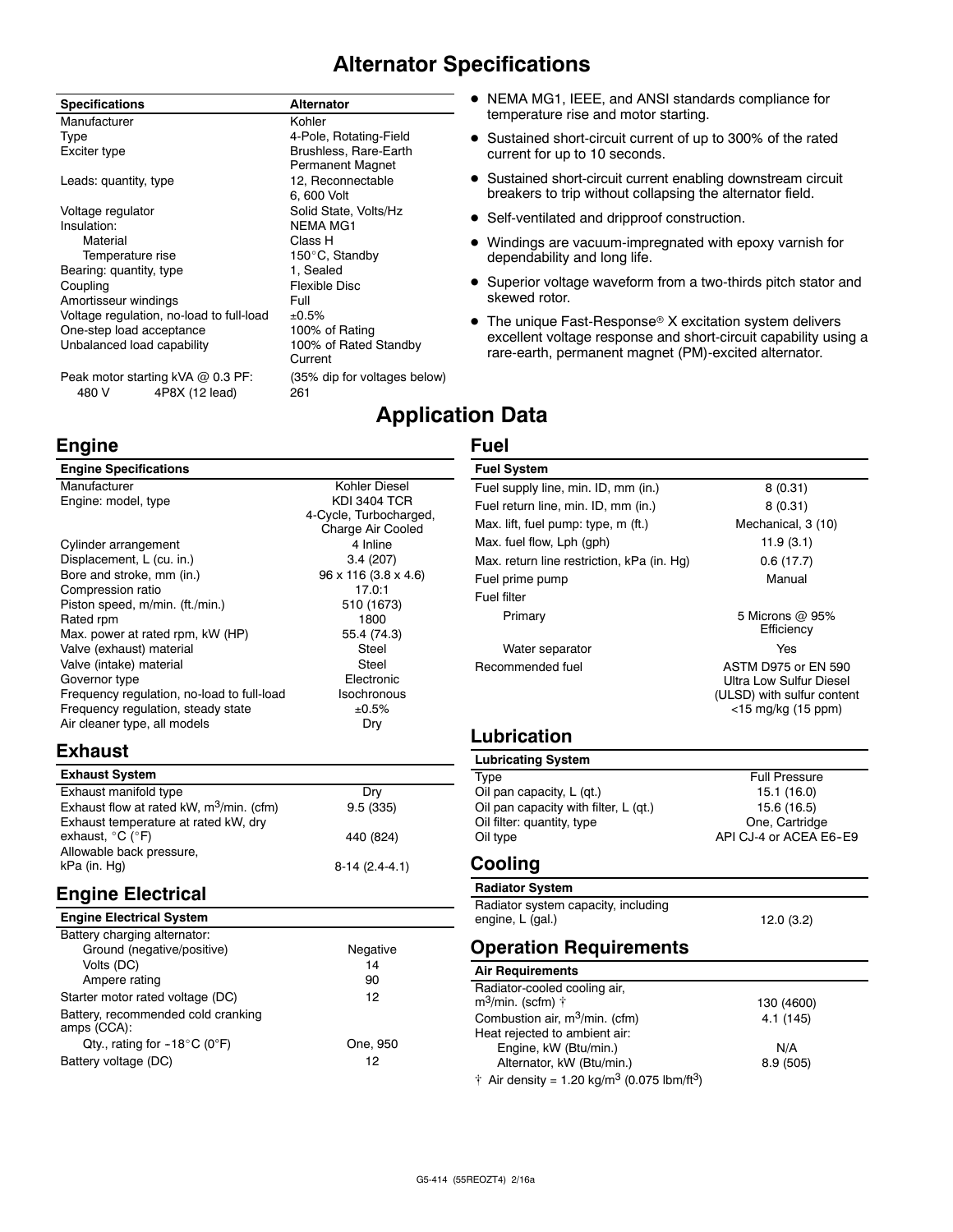# Alternator Specifications

| Specifications | Alternator |
|---|---|
| Manufacturer | Kohler |
| Type | 4-Pole, Rotating-Field |
| Exciter type | Brushless, Rare-Earth Permanent Magnet |
| Leads: quantity, type | 12, Reconnectable 6, 600 Volt |
| Voltage regulator | Solid State, Volts/Hz |
| Insulation: | NEMA MG1 |
| Material | Class H |
| Temperature rise | 150°C, Standby |
| Bearing: quantity, type | 1, Sealed |
| Coupling | Flexible Disc |
| Amortisseur windings | Full |
| Voltage regulation, no-load to full-load | ±0.5% |
| One-step load acceptance | 100% of Rating |
| Unbalanced load capability | 100% of Rated Standby Current |
| Peak motor starting kVA @ 0.3 PF: | (35% dip for voltages below) |
| 480 V 4P8X (12 lead) | 261 |

- NEMA MG1, IEEE, and ANSI standards compliance for temperature rise and motor starting.
- Sustained short-circuit current of up to 300% of the rated current for up to 10 seconds.
- Sustained short-circuit current enabling downstream circuit breakers to trip without collapsing the alternator field.
- Self-ventilated and dripproof construction.
- Windings are vacuum-impregnated with epoxy varnish for dependability and long life.
- Superior voltage waveform from a two-thirds pitch stator and skewed rotor.
- The unique Fast-Response® X excitation system delivers excellent voltage response and short-circuit capability using a rare-earth, permanent magnet (PM)-excited alternator.

# Application Data

## Engine

| Engine Specifications | |
|---|---|
| Manufacturer | Kohler Diesel |
| Engine: model, type | KDI 3404 TCR 4-Cycle, Turbocharged, Charge Air Cooled |
| Cylinder arrangement | 4 Inline |
| Displacement, L (cu. in.) | 3.4 (207) |
| Bore and stroke, mm (in.) | 96 x 116 (3.8 x 4.6) |
| Compression ratio | 17.0:1 |
| Piston speed, m/min. (ft./min.) | 510 (1673) |
| Rated rpm | 1800 |
| Max. power at rated rpm, kW (HP) | 55.4 (74.3) |
| Valve (exhaust) material | Steel |
| Valve (intake) material | Steel |
| Governor type | Electronic |
| Frequency regulation, no-load to full-load | Isochronous |
| Frequency regulation, steady state | ±0.5% |
| Air cleaner type, all models | Dry |

## Exhaust

| Exhaust System | |
|---|---|
| Exhaust manifold type | Dry |
| Exhaust flow at rated kW, $m^3$/min. (cfm) | 9.5 (335) |
| Exhaust temperature at rated kW, dry exhaust, °C (°F) | 440 (824) |
| Allowable back pressure, kPa (in. Hg) | 8-14 (2.4-4.1) |

## Engine Electrical

| Engine Electrical System | |
|---|---|
| Battery charging alternator: | |
| Ground (negative/positive) | Negative |
| Volts (DC) | 14 |
| Ampere rating | 90 |
| Starter motor rated voltage (DC) | 12 |
| Battery, recommended cold cranking amps (CCA): | |
| Qty., rating for -18°C (0°F) | One, 950 |
| Battery voltage (DC) | 12 |

## Fuel

| Fuel System | |
|---|---|
| Fuel supply line, min. ID, mm (in.) | 8 (0.31) |
| Fuel return line, min. ID, mm (in.) | 8 (0.31) |
| Max. lift, fuel pump: type, m (ft.) | Mechanical, 3 (10) |
| Max. fuel flow, Lph (gph) | 11.9 (3.1) |
| Max. return line restriction, kPa (in. Hg) | 0.6 (17.7) |
| Fuel prime pump | Manual |
| Fuel filter | |
| Primary | 5 Microns @ 95% Efficiency |
| Water separator | Yes |
| Recommended fuel | ASTM D975 or EN 590 Ultra Low Sulfur Diesel (ULSD) with sulfur content <15 mg/kg (15 ppm) |

## Lubrication

| Lubricating System | |
|---|---|
| Type | Full Pressure |
| Oil pan capacity, L (qt.) | 15.1 (16.0) |
| Oil pan capacity with filter, L (qt.) | 15.6 (16.5) |
| Oil filter: quantity, type | One, Cartridge |
| Oil type | API CJ-4 or ACEA E6-E9 |

## Cooling

| Radiator System | |
|---|---|
| Radiator system capacity, including engine, L (gal.) | 12.0 (3.2) |

## Operation Requirements

| Air Requirements | |
|---|---|
| Radiator-cooled cooling air, $m^3$/min. (scfm) † | 130 (4600) |
| Combustion air, $m^3$/min. (cfm) | 4.1 (145) |
| Heat rejected to ambient air: | |
| Engine, kW (Btu/min.) | N/A |
| Alternator, kW (Btu/min.) | 8.9 (505) |

† Air density = 1.20 kg/$m^3$ (0.075 lbm/$ft^3$)

G5-414 (55REOZT4) 2/16a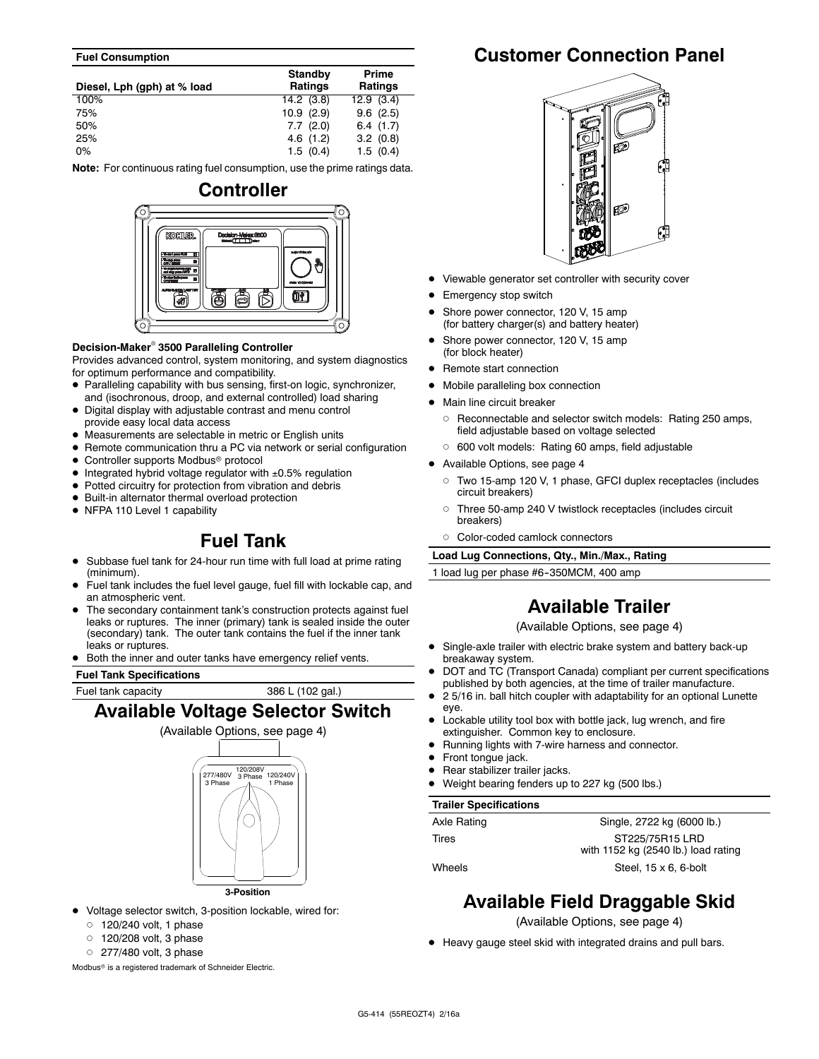| Fuel Consumption | | |
|---|---|---|
| Diesel, Lph (gph) at % load | Standby Ratings | Prime Ratings |
| 100% | 14.2 (3.8) | 12.9 (3.4) |
| 75% | 10.9 (2.9) | 9.6 (2.5) |
| 50% | 7.7 (2.0) | 6.4 (1.7) |
| 25% | 4.6 (1.2) | 3.2 (0.8) |
| 0% | 1.5 (0.4) | 1.5 (0.4) |

**Note:** For continuous rating fuel consumption, use the prime ratings data.

## Controller

**Decision-Maker® 3500 Paralleling Controller**

Provides advanced control, system monitoring, and system diagnostics for optimum performance and compatibility.

- Paralleling capability with bus sensing, first-on logic, synchronizer, and (isochronous, droop, and external controlled) load sharing
- Digital display with adjustable contrast and menu control provide easy local data access
- Measurements are selectable in metric or English units
- Remote communication thru a PC via network or serial configuration
- Controller supports Modbus® protocol
- Integrated hybrid voltage regulator with ±0.5% regulation
- Potted circuitry for protection from vibration and debris
- Built-in alternator thermal overload protection
- NFPA 110 Level 1 capability

## Fuel Tank

- Subbase fuel tank for 24-hour run time with full load at prime rating (minimum).
- Fuel tank includes the fuel level gauge, fuel fill with lockable cap, and an atmospheric vent.
- The secondary containment tank's construction protects against fuel leaks or ruptures. The inner (primary) tank is sealed inside the outer (secondary) tank. The outer tank contains the fuel if the inner tank leaks or ruptures.
- Both the inner and outer tanks have emergency relief vents.

| Fuel Tank Specifications | |
|---|---|
| Fuel tank capacity | 386 L (102 gal.) |

## Available Voltage Selector Switch

(Available Options, see page 4)

277/480V 3 Phase | 120/208V 3 Phase | 120/240V 1 Phase

3-Position

- Voltage selector switch, 3-position lockable, wired for:
  - 120/240 volt, 1 phase
  - 120/208 volt, 3 phase
  - 277/480 volt, 3 phase

Modbus® is a registered trademark of Schneider Electric.

## Customer Connection Panel

- Viewable generator set controller with security cover
- Emergency stop switch
- Shore power connector, 120 V, 15 amp (for battery charger(s) and battery heater)
- Shore power connector, 120 V, 15 amp (for block heater)
- Remote start connection
- Mobile paralleling box connection
- Main line circuit breaker
  - Reconnectable and selector switch models: Rating 250 amps, field adjustable based on voltage selected
  - 600 volt models: Rating 60 amps, field adjustable
- Available Options, see page 4
  - Two 15-amp 120 V, 1 phase, GFCI duplex receptacles (includes circuit breakers)
  - Three 50-amp 240 V twistlock receptacles (includes circuit breakers)
  - Color-coded camlock connectors

| Load Lug Connections, Qty., Min./Max., Rating |
|---|
| 1 load lug per phase #6-350MCM, 400 amp |

## Available Trailer

(Available Options, see page 4)

- Single-axle trailer with electric brake system and battery back-up breakaway system.
- DOT and TC (Transport Canada) compliant per current specifications published by both agencies, at the time of trailer manufacture.
- 2 5/16 in. ball hitch coupler with adaptability for an optional Lunette eye.
- Lockable utility tool box with bottle jack, lug wrench, and fire extinguisher. Common key to enclosure.
- Running lights with 7-wire harness and connector.
- Front tongue jack.
- Rear stabilizer trailer jacks.
- Weight bearing fenders up to 227 kg (500 lbs.)

| Trailer Specifications | |
|---|---|
| Axle Rating | Single, 2722 kg (6000 lb.) |
| Tires | ST225/75R15 LRD with 1152 kg (2540 lb.) load rating |
| Wheels | Steel, 15 x 6, 6-bolt |

## Available Field Draggable Skid

(Available Options, see page 4)

- Heavy gauge steel skid with integrated drains and pull bars.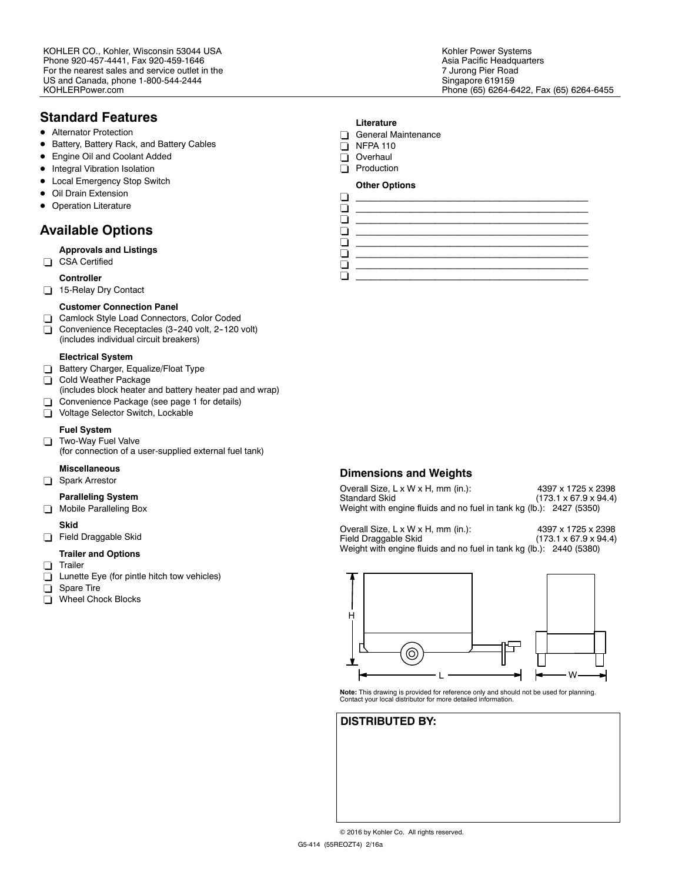KOHLER CO., Kohler, Wisconsin 53044 USA
Phone 920-457-4441, Fax 920-459-1646
For the nearest sales and service outlet in the US and Canada, phone 1-800-544-2444
KOHLERPower.com

Kohler Power Systems
Asia Pacific Headquarters
7 Jurong Pier Road
Singapore 619159
Phone (65) 6264-6422, Fax (65) 6264-6455

## Standard Features

- Alternator Protection
- Battery, Battery Rack, and Battery Cables
- Engine Oil and Coolant Added
- Integral Vibration Isolation
- Local Emergency Stop Switch
- Oil Drain Extension
- Operation Literature

## Available Options

**Approvals and Listings**

- ❑ CSA Certified

**Controller**

- ❑ 15-Relay Dry Contact

**Customer Connection Panel**

- ❑ Camlock Style Load Connectors, Color Coded
- ❑ Convenience Receptacles (3-240 volt, 2-120 volt) (includes individual circuit breakers)

**Electrical System**

- ❑ Battery Charger, Equalize/Float Type
- ❑ Cold Weather Package (includes block heater and battery heater pad and wrap)
- ❑ Convenience Package (see page 1 for details)
- ❑ Voltage Selector Switch, Lockable

**Fuel System**

- ❑ Two-Way Fuel Valve (for connection of a user-supplied external fuel tank)

**Miscellaneous**

- ❑ Spark Arrestor

**Paralleling System**

- ❑ Mobile Paralleling Box

**Skid**

- ❑ Field Draggable Skid

**Trailer and Options**

- ❑ Trailer
- ❑ Lunette Eye (for pintle hitch tow vehicles)
- ❑ Spare Tire
- ❑ Wheel Chock Blocks

**Literature**

- ❑ General Maintenance
- ❑ NFPA 110
- ❑ Overhaul
- ❑ Production

**Other Options**

- ❑ ____________________
- ❑ ____________________
- ❑ ____________________
- ❑ ____________________
- ❑ ____________________
- ❑ ____________________
- ❑ ____________________
- ❑ ____________________

## Dimensions and Weights

Overall Size, L x W x H, mm (in.): 4397 x 1725 x 2398
Standard Skid (173.1 x 67.9 x 94.4)
Weight with engine fluids and no fuel in tank kg (lb.): 2427 (5350)

Overall Size, L x W x H, mm (in.): 4397 x 1725 x 2398
Field Draggable Skid (173.1 x 67.9 x 94.4)
Weight with engine fluids and no fuel in tank kg (lb.): 2440 (5380)

H
L
W

**Note:** This drawing is provided for reference only and should not be used for planning. Contact your local distributor for more detailed information.

**DISTRIBUTED BY:**

© 2016 by Kohler Co. All rights reserved.

G5-414 (55REOZT4) 2/16a